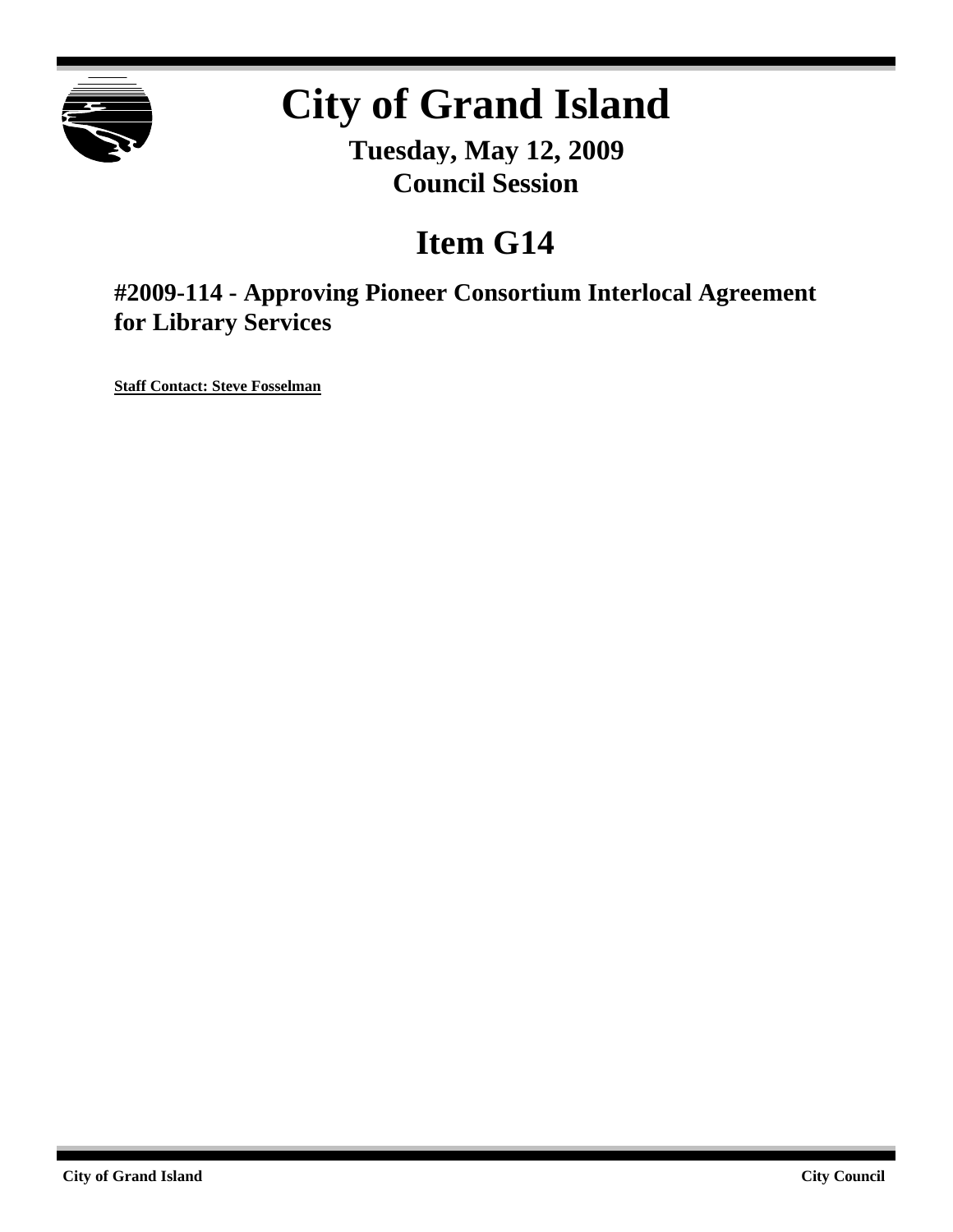# City of Grand Island

**Tuesday, May 12, 2009**
**Council Session**

## Item G14

### #2009-114 - Approving Pioneer Consortium Interlocal Agreement for Library Services

**Staff Contact: Steve Fosselman**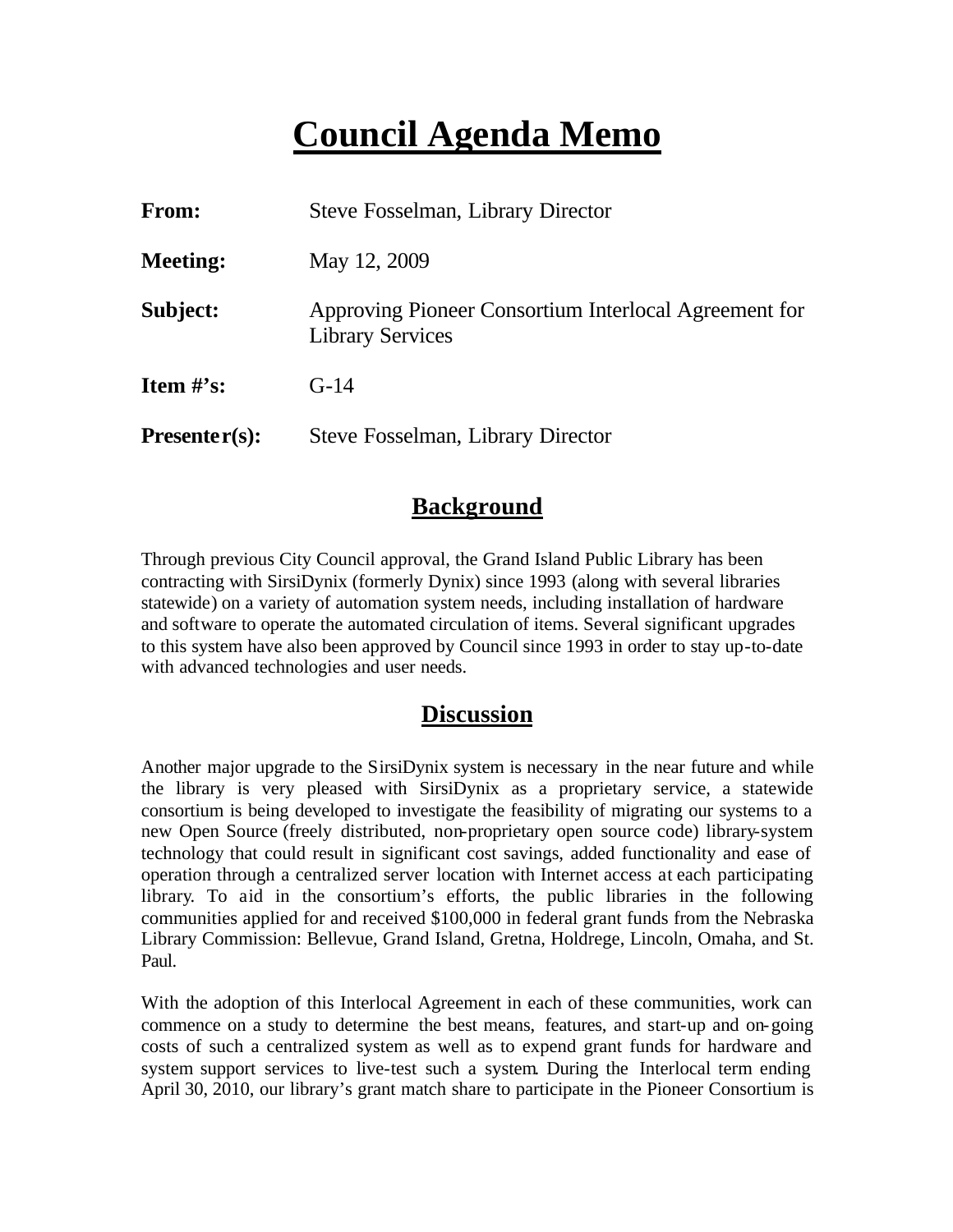# Council Agenda Memo

**From:** Steve Fosselman, Library Director

**Meeting:** May 12, 2009

**Subject:** Approving Pioneer Consortium Interlocal Agreement for Library Services

**Item #'s:** G-14

**Presenter(s):** Steve Fosselman, Library Director

## Background

Through previous City Council approval, the Grand Island Public Library has been contracting with SirsiDynix (formerly Dynix) since 1993 (along with several libraries statewide) on a variety of automation system needs, including installation of hardware and software to operate the automated circulation of items. Several significant upgrades to this system have also been approved by Council since 1993 in order to stay up-to-date with advanced technologies and user needs.

## Discussion

Another major upgrade to the SirsiDynix system is necessary in the near future and while the library is very pleased with SirsiDynix as a proprietary service, a statewide consortium is being developed to investigate the feasibility of migrating our systems to a new Open Source (freely distributed, non-proprietary open source code) library-system technology that could result in significant cost savings, added functionality and ease of operation through a centralized server location with Internet access at each participating library. To aid in the consortium's efforts, the public libraries in the following communities applied for and received $100,000 in federal grant funds from the Nebraska Library Commission: Bellevue, Grand Island, Gretna, Holdrege, Lincoln, Omaha, and St. Paul.

With the adoption of this Interlocal Agreement in each of these communities, work can commence on a study to determine the best means, features, and start-up and on-going costs of such a centralized system as well as to expend grant funds for hardware and system support services to live-test such a system. During the Interlocal term ending April 30, 2010, our library's grant match share to participate in the Pioneer Consortium is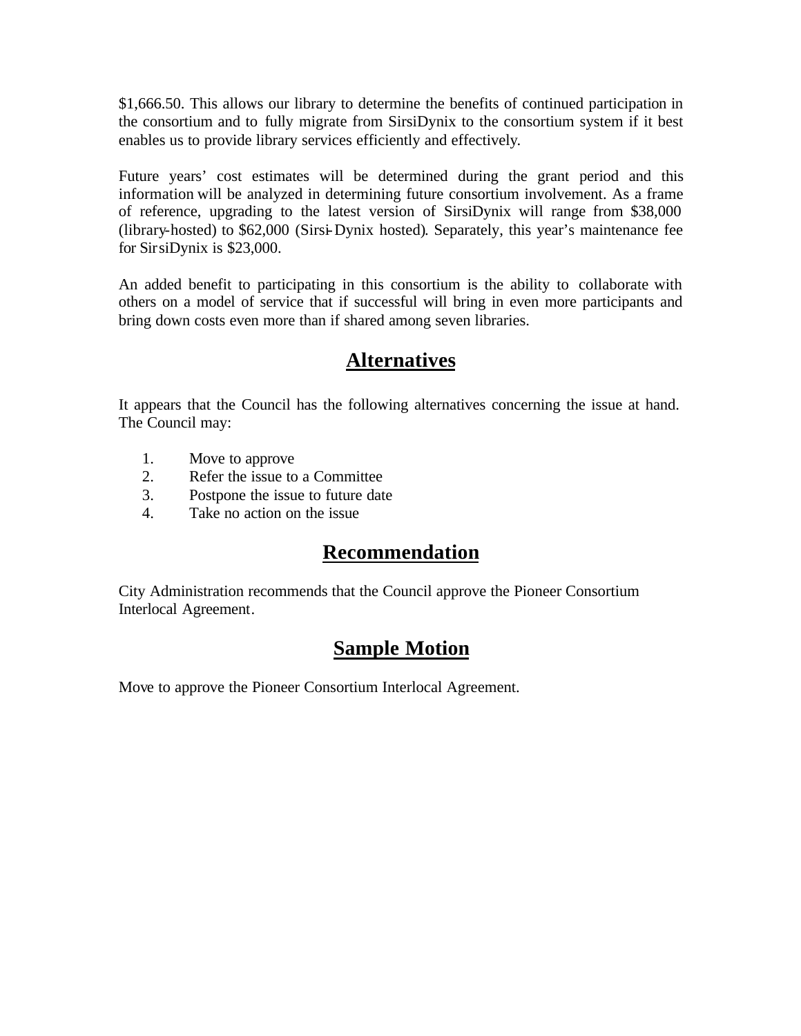$1,666.50. This allows our library to determine the benefits of continued participation in the consortium and to fully migrate from SirsiDynix to the consortium system if it best enables us to provide library services efficiently and effectively.

Future years' cost estimates will be determined during the grant period and this information will be analyzed in determining future consortium involvement. As a frame of reference, upgrading to the latest version of SirsiDynix will range from $38,000 (library-hosted) to $62,000 (Sirsi-Dynix hosted). Separately, this year's maintenance fee for SirsiDynix is $23,000.

An added benefit to participating in this consortium is the ability to collaborate with others on a model of service that if successful will bring in even more participants and bring down costs even more than if shared among seven libraries.

## Alternatives

It appears that the Council has the following alternatives concerning the issue at hand. The Council may:

1. Move to approve
2. Refer the issue to a Committee
3. Postpone the issue to future date
4. Take no action on the issue

## Recommendation

City Administration recommends that the Council approve the Pioneer Consortium Interlocal Agreement.

## Sample Motion

Move to approve the Pioneer Consortium Interlocal Agreement.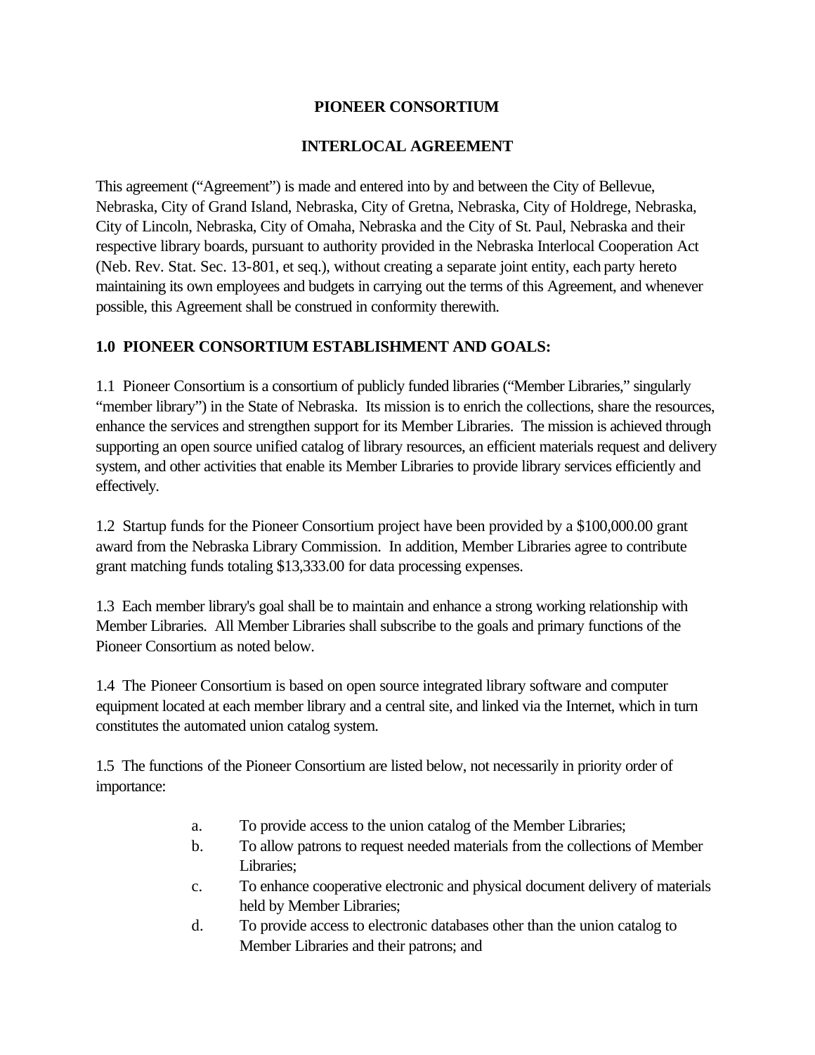**PIONEER CONSORTIUM**

**INTERLOCAL AGREEMENT**

This agreement ("Agreement") is made and entered into by and between the City of Bellevue, Nebraska, City of Grand Island, Nebraska, City of Gretna, Nebraska, City of Holdrege, Nebraska, City of Lincoln, Nebraska, City of Omaha, Nebraska and the City of St. Paul, Nebraska and their respective library boards, pursuant to authority provided in the Nebraska Interlocal Cooperation Act (Neb. Rev. Stat. Sec. 13-801, et seq.), without creating a separate joint entity, each party hereto maintaining its own employees and budgets in carrying out the terms of this Agreement, and whenever possible, this Agreement shall be construed in conformity therewith.

## 1.0 PIONEER CONSORTIUM ESTABLISHMENT AND GOALS:

1.1 Pioneer Consortium is a consortium of publicly funded libraries ("Member Libraries," singularly "member library") in the State of Nebraska. Its mission is to enrich the collections, share the resources, enhance the services and strengthen support for its Member Libraries. The mission is achieved through supporting an open source unified catalog of library resources, an efficient materials request and delivery system, and other activities that enable its Member Libraries to provide library services efficiently and effectively.

1.2 Startup funds for the Pioneer Consortium project have been provided by a $100,000.00 grant award from the Nebraska Library Commission. In addition, Member Libraries agree to contribute grant matching funds totaling $13,333.00 for data processing expenses.

1.3 Each member library's goal shall be to maintain and enhance a strong working relationship with Member Libraries. All Member Libraries shall subscribe to the goals and primary functions of the Pioneer Consortium as noted below.

1.4 The Pioneer Consortium is based on open source integrated library software and computer equipment located at each member library and a central site, and linked via the Internet, which in turn constitutes the automated union catalog system.

1.5 The functions of the Pioneer Consortium are listed below, not necessarily in priority order of importance:

a. To provide access to the union catalog of the Member Libraries;
b. To allow patrons to request needed materials from the collections of Member Libraries;
c. To enhance cooperative electronic and physical document delivery of materials held by Member Libraries;
d. To provide access to electronic databases other than the union catalog to Member Libraries and their patrons; and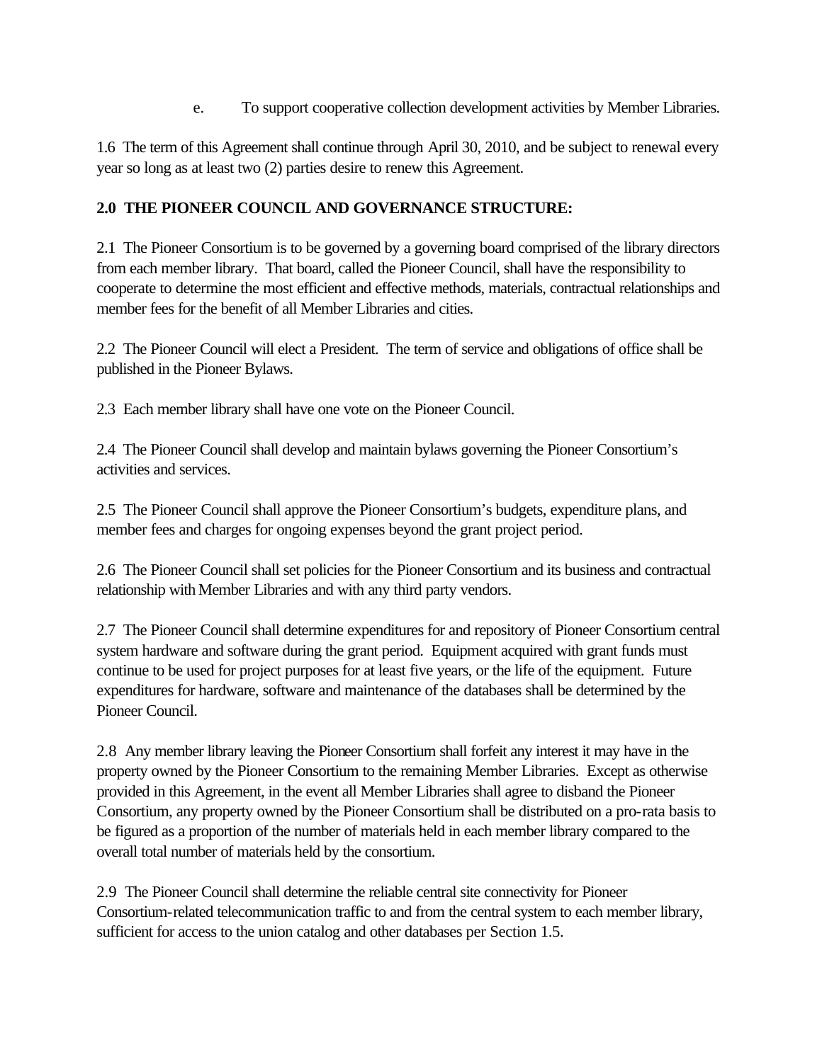e. To support cooperative collection development activities by Member Libraries.

1.6 The term of this Agreement shall continue through April 30, 2010, and be subject to renewal every year so long as at least two (2) parties desire to renew this Agreement.

**2.0 THE PIONEER COUNCIL AND GOVERNANCE STRUCTURE:**

2.1 The Pioneer Consortium is to be governed by a governing board comprised of the library directors from each member library. That board, called the Pioneer Council, shall have the responsibility to cooperate to determine the most efficient and effective methods, materials, contractual relationships and member fees for the benefit of all Member Libraries and cities.

2.2 The Pioneer Council will elect a President. The term of service and obligations of office shall be published in the Pioneer Bylaws.

2.3 Each member library shall have one vote on the Pioneer Council.

2.4 The Pioneer Council shall develop and maintain bylaws governing the Pioneer Consortium's activities and services.

2.5 The Pioneer Council shall approve the Pioneer Consortium's budgets, expenditure plans, and member fees and charges for ongoing expenses beyond the grant project period.

2.6 The Pioneer Council shall set policies for the Pioneer Consortium and its business and contractual relationship with Member Libraries and with any third party vendors.

2.7 The Pioneer Council shall determine expenditures for and repository of Pioneer Consortium central system hardware and software during the grant period. Equipment acquired with grant funds must continue to be used for project purposes for at least five years, or the life of the equipment. Future expenditures for hardware, software and maintenance of the databases shall be determined by the Pioneer Council.

2.8 Any member library leaving the Pioneer Consortium shall forfeit any interest it may have in the property owned by the Pioneer Consortium to the remaining Member Libraries. Except as otherwise provided in this Agreement, in the event all Member Libraries shall agree to disband the Pioneer Consortium, any property owned by the Pioneer Consortium shall be distributed on a pro-rata basis to be figured as a proportion of the number of materials held in each member library compared to the overall total number of materials held by the consortium.

2.9 The Pioneer Council shall determine the reliable central site connectivity for Pioneer Consortium-related telecommunication traffic to and from the central system to each member library, sufficient for access to the union catalog and other databases per Section 1.5.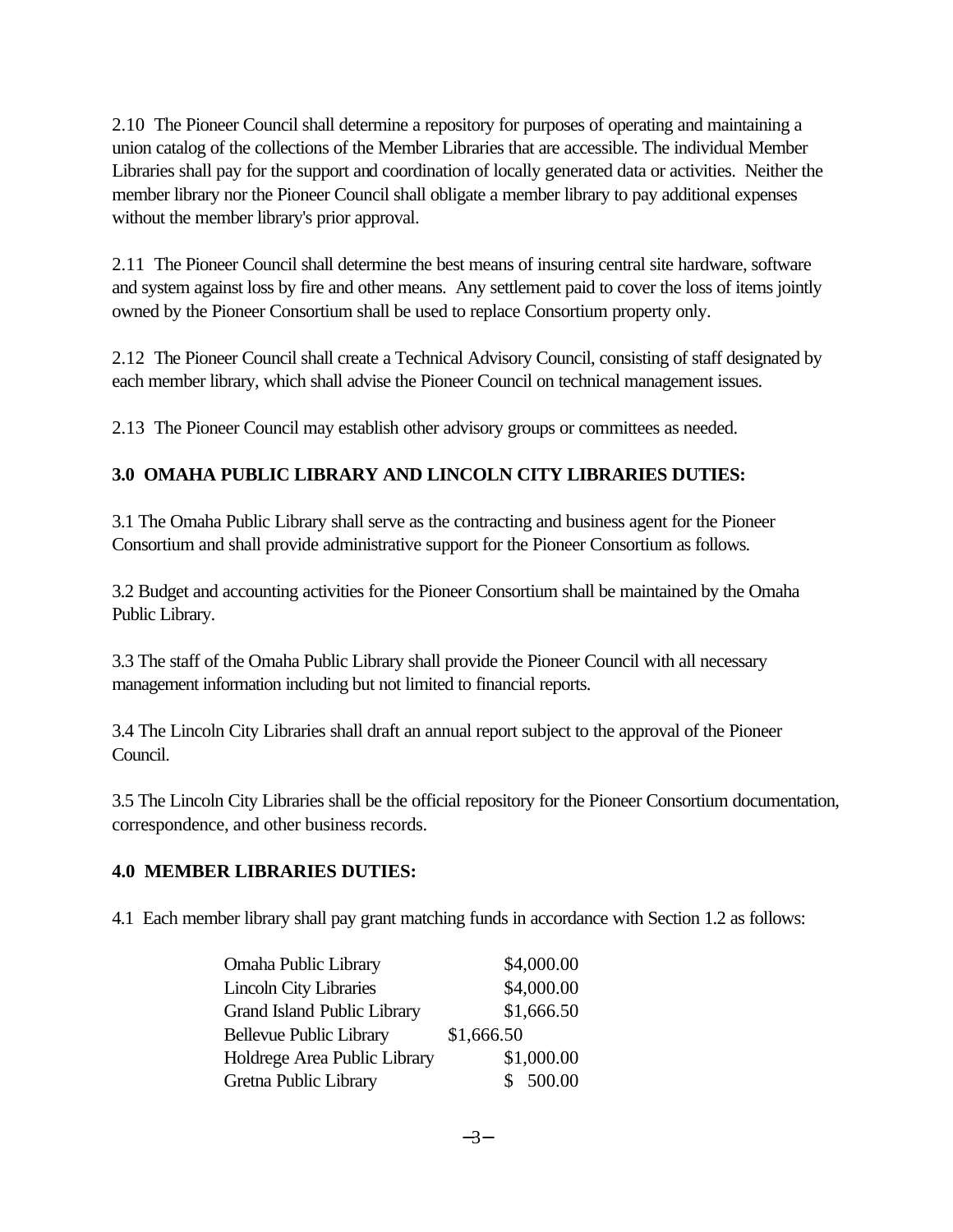2.10 The Pioneer Council shall determine a repository for purposes of operating and maintaining a union catalog of the collections of the Member Libraries that are accessible. The individual Member Libraries shall pay for the support and coordination of locally generated data or activities. Neither the member library nor the Pioneer Council shall obligate a member library to pay additional expenses without the member library's prior approval.

2.11 The Pioneer Council shall determine the best means of insuring central site hardware, software and system against loss by fire and other means. Any settlement paid to cover the loss of items jointly owned by the Pioneer Consortium shall be used to replace Consortium property only.

2.12 The Pioneer Council shall create a Technical Advisory Council, consisting of staff designated by each member library, which shall advise the Pioneer Council on technical management issues.

2.13 The Pioneer Council may establish other advisory groups or committees as needed.

**3.0 OMAHA PUBLIC LIBRARY AND LINCOLN CITY LIBRARIES DUTIES:**

3.1 The Omaha Public Library shall serve as the contracting and business agent for the Pioneer Consortium and shall provide administrative support for the Pioneer Consortium as follows.

3.2 Budget and accounting activities for the Pioneer Consortium shall be maintained by the Omaha Public Library.

3.3 The staff of the Omaha Public Library shall provide the Pioneer Council with all necessary management information including but not limited to financial reports.

3.4 The Lincoln City Libraries shall draft an annual report subject to the approval of the Pioneer Council.

3.5 The Lincoln City Libraries shall be the official repository for the Pioneer Consortium documentation, correspondence, and other business records.

**4.0 MEMBER LIBRARIES DUTIES:**

4.1 Each member library shall pay grant matching funds in accordance with Section 1.2 as follows:

| | |
|---|---|
| Omaha Public Library | $4,000.00 |
| Lincoln City Libraries | $4,000.00 |
| Grand Island Public Library | $1,666.50 |
| Bellevue Public Library | $1,666.50 |
| Holdrege Area Public Library | $1,000.00 |
| Gretna Public Library | $ 500.00 |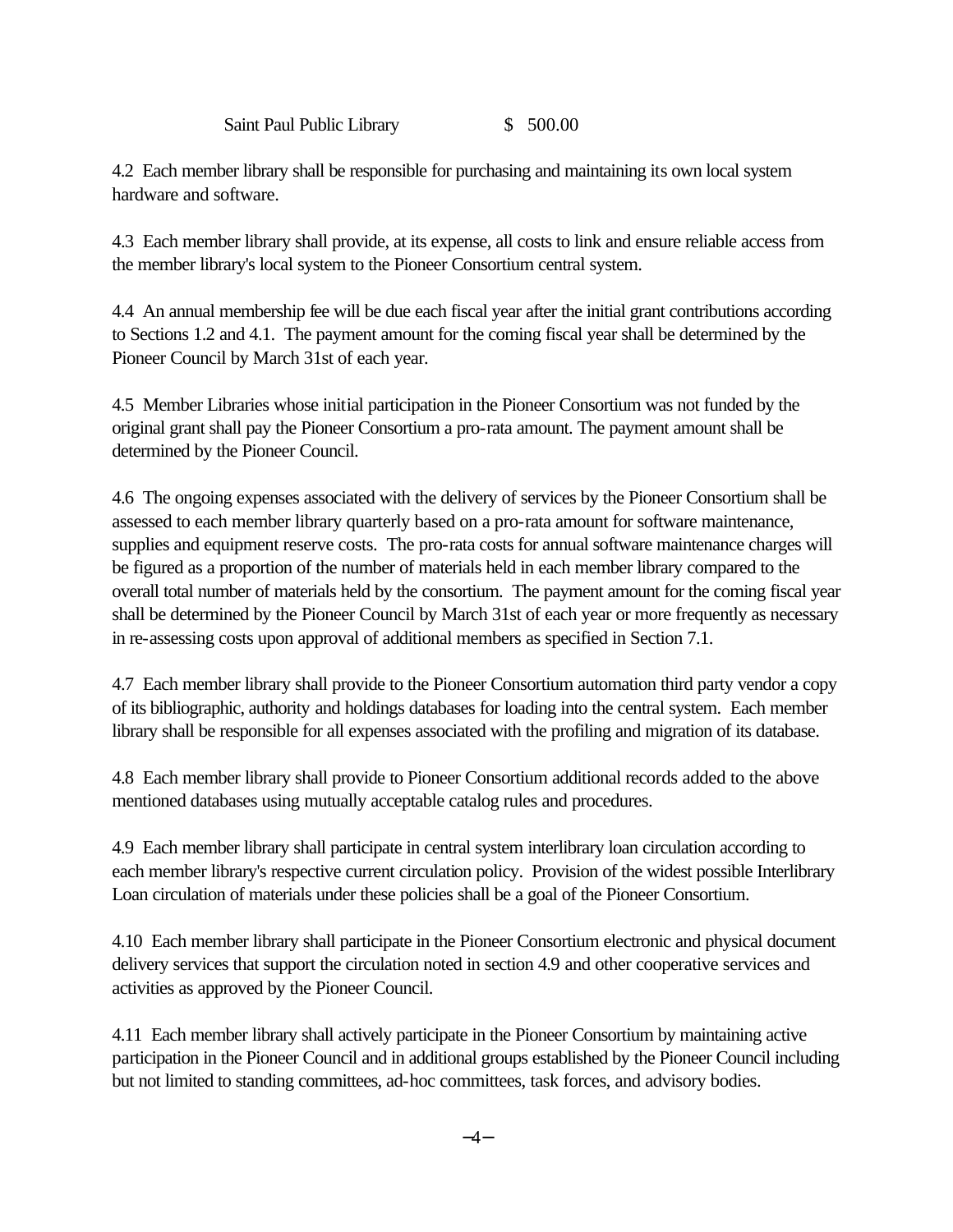| | |
|---|---|
| Saint Paul Public Library | $ 500.00 |

4.2 Each member library shall be responsible for purchasing and maintaining its own local system hardware and software.

4.3 Each member library shall provide, at its expense, all costs to link and ensure reliable access from the member library's local system to the Pioneer Consortium central system.

4.4 An annual membership fee will be due each fiscal year after the initial grant contributions according to Sections 1.2 and 4.1. The payment amount for the coming fiscal year shall be determined by the Pioneer Council by March 31st of each year.

4.5 Member Libraries whose initial participation in the Pioneer Consortium was not funded by the original grant shall pay the Pioneer Consortium a pro-rata amount. The payment amount shall be determined by the Pioneer Council.

4.6 The ongoing expenses associated with the delivery of services by the Pioneer Consortium shall be assessed to each member library quarterly based on a pro-rata amount for software maintenance, supplies and equipment reserve costs. The pro-rata costs for annual software maintenance charges will be figured as a proportion of the number of materials held in each member library compared to the overall total number of materials held by the consortium. The payment amount for the coming fiscal year shall be determined by the Pioneer Council by March 31st of each year or more frequently as necessary in re-assessing costs upon approval of additional members as specified in Section 7.1.

4.7 Each member library shall provide to the Pioneer Consortium automation third party vendor a copy of its bibliographic, authority and holdings databases for loading into the central system. Each member library shall be responsible for all expenses associated with the profiling and migration of its database.

4.8 Each member library shall provide to Pioneer Consortium additional records added to the above mentioned databases using mutually acceptable catalog rules and procedures.

4.9 Each member library shall participate in central system interlibrary loan circulation according to each member library's respective current circulation policy. Provision of the widest possible Interlibrary Loan circulation of materials under these policies shall be a goal of the Pioneer Consortium.

4.10 Each member library shall participate in the Pioneer Consortium electronic and physical document delivery services that support the circulation noted in section 4.9 and other cooperative services and activities as approved by the Pioneer Council.

4.11 Each member library shall actively participate in the Pioneer Consortium by maintaining active participation in the Pioneer Council and in additional groups established by the Pioneer Council including but not limited to standing committees, ad-hoc committees, task forces, and advisory bodies.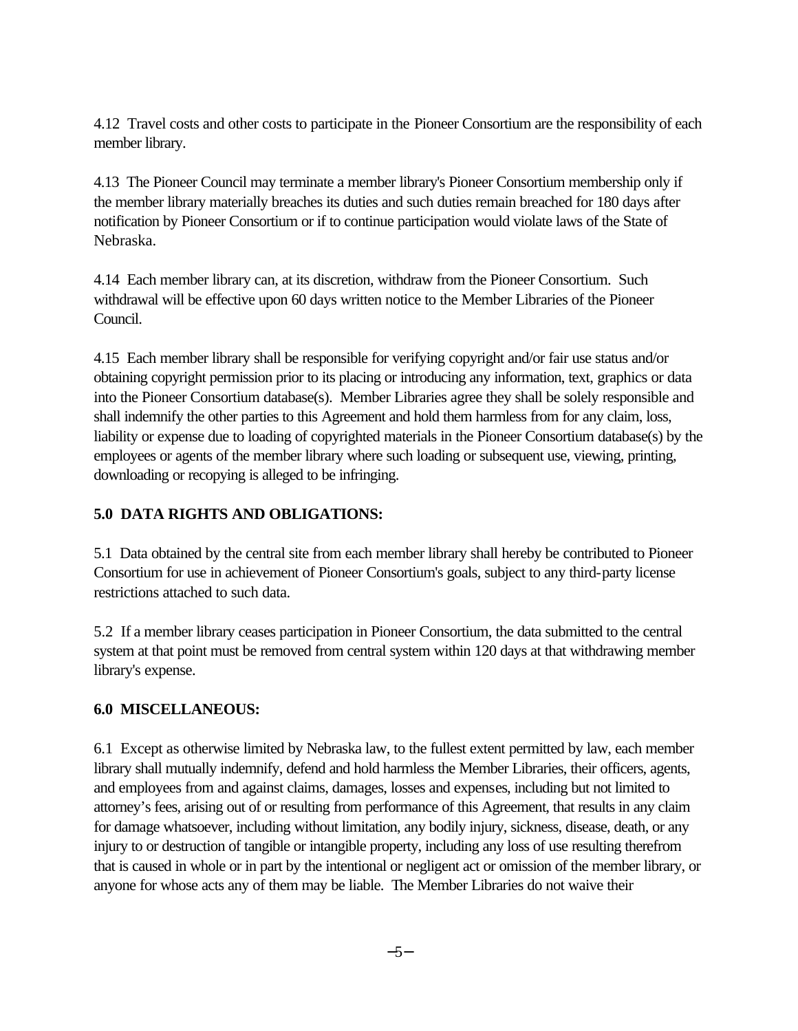4.12 Travel costs and other costs to participate in the Pioneer Consortium are the responsibility of each member library.

4.13 The Pioneer Council may terminate a member library's Pioneer Consortium membership only if the member library materially breaches its duties and such duties remain breached for 180 days after notification by Pioneer Consortium or if to continue participation would violate laws of the State of Nebraska.

4.14 Each member library can, at its discretion, withdraw from the Pioneer Consortium. Such withdrawal will be effective upon 60 days written notice to the Member Libraries of the Pioneer Council.

4.15 Each member library shall be responsible for verifying copyright and/or fair use status and/or obtaining copyright permission prior to its placing or introducing any information, text, graphics or data into the Pioneer Consortium database(s). Member Libraries agree they shall be solely responsible and shall indemnify the other parties to this Agreement and hold them harmless from for any claim, loss, liability or expense due to loading of copyrighted materials in the Pioneer Consortium database(s) by the employees or agents of the member library where such loading or subsequent use, viewing, printing, downloading or recopying is alleged to be infringing.

**5.0 DATA RIGHTS AND OBLIGATIONS:**

5.1 Data obtained by the central site from each member library shall hereby be contributed to Pioneer Consortium for use in achievement of Pioneer Consortium's goals, subject to any third-party license restrictions attached to such data.

5.2 If a member library ceases participation in Pioneer Consortium, the data submitted to the central system at that point must be removed from central system within 120 days at that withdrawing member library's expense.

**6.0 MISCELLANEOUS:**

6.1 Except as otherwise limited by Nebraska law, to the fullest extent permitted by law, each member library shall mutually indemnify, defend and hold harmless the Member Libraries, their officers, agents, and employees from and against claims, damages, losses and expenses, including but not limited to attorney's fees, arising out of or resulting from performance of this Agreement, that results in any claim for damage whatsoever, including without limitation, any bodily injury, sickness, disease, death, or any injury to or destruction of tangible or intangible property, including any loss of use resulting therefrom that is caused in whole or in part by the intentional or negligent act or omission of the member library, or anyone for whose acts any of them may be liable. The Member Libraries do not waive their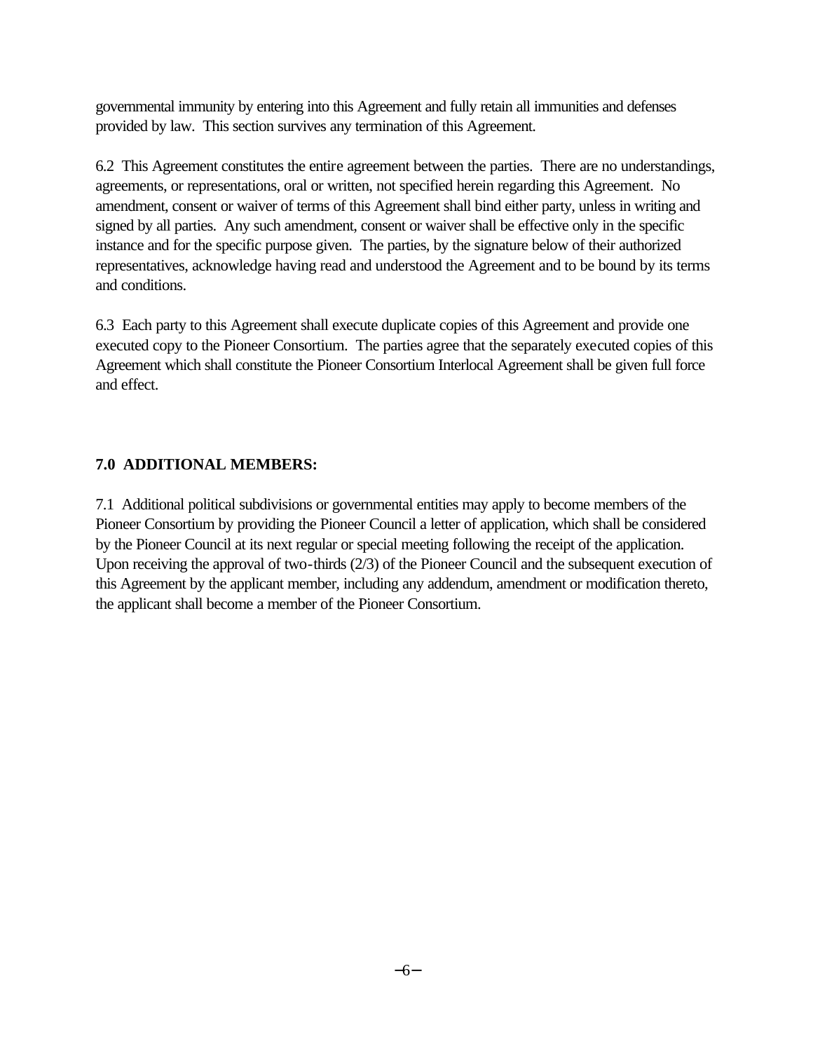governmental immunity by entering into this Agreement and fully retain all immunities and defenses provided by law. This section survives any termination of this Agreement.

6.2 This Agreement constitutes the entire agreement between the parties. There are no understandings, agreements, or representations, oral or written, not specified herein regarding this Agreement. No amendment, consent or waiver of terms of this Agreement shall bind either party, unless in writing and signed by all parties. Any such amendment, consent or waiver shall be effective only in the specific instance and for the specific purpose given. The parties, by the signature below of their authorized representatives, acknowledge having read and understood the Agreement and to be bound by its terms and conditions.

6.3 Each party to this Agreement shall execute duplicate copies of this Agreement and provide one executed copy to the Pioneer Consortium. The parties agree that the separately executed copies of this Agreement which shall constitute the Pioneer Consortium Interlocal Agreement shall be given full force and effect.

**7.0 ADDITIONAL MEMBERS:**

7.1 Additional political subdivisions or governmental entities may apply to become members of the Pioneer Consortium by providing the Pioneer Council a letter of application, which shall be considered by the Pioneer Council at its next regular or special meeting following the receipt of the application. Upon receiving the approval of two-thirds (2/3) of the Pioneer Council and the subsequent execution of this Agreement by the applicant member, including any addendum, amendment or modification thereto, the applicant shall become a member of the Pioneer Consortium.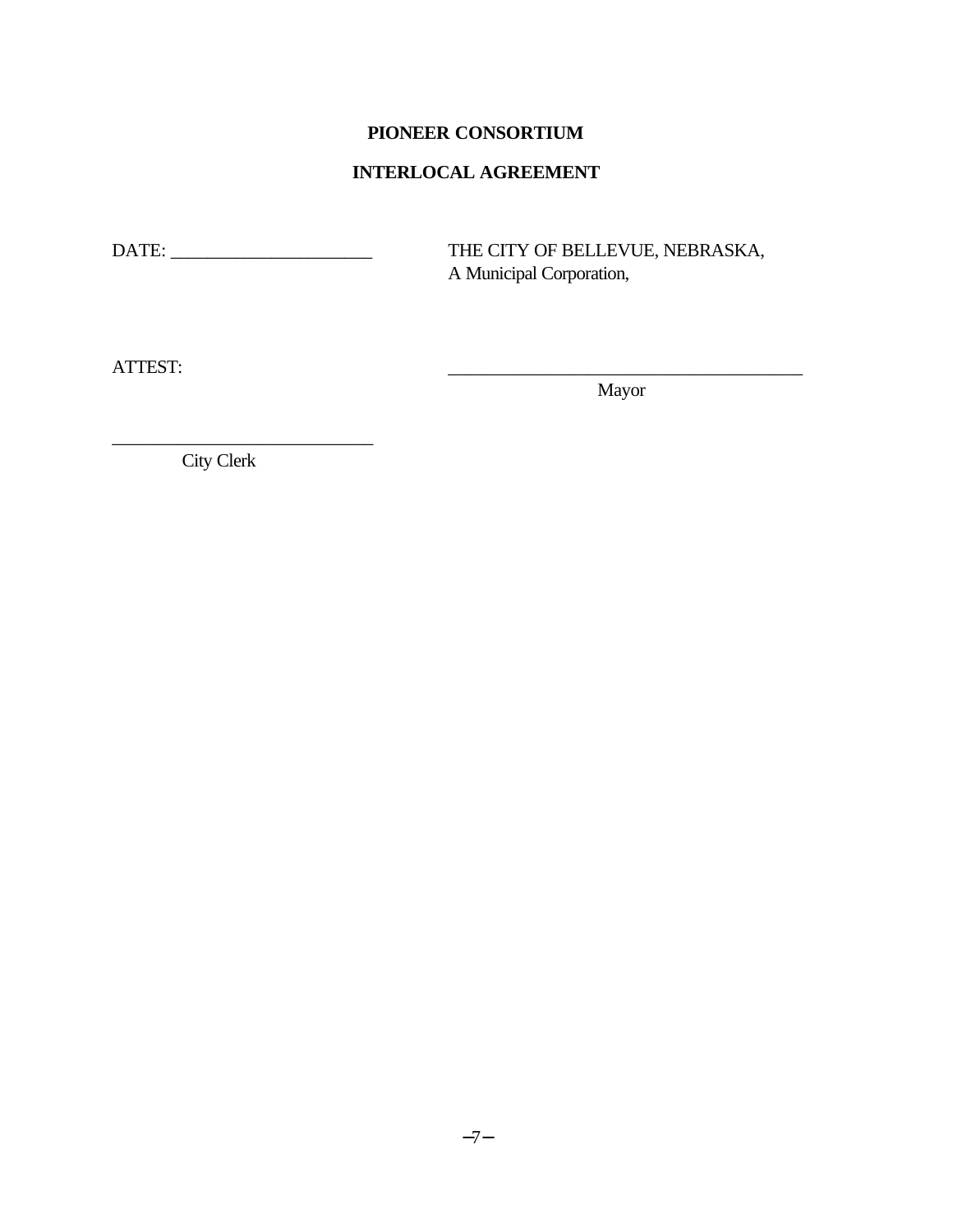**PIONEER CONSORTIUM**

**INTERLOCAL AGREEMENT**

DATE: ______________________

THE CITY OF BELLEVUE, NEBRASKA,
A Municipal Corporation,

ATTEST:

_______________________________________
Mayor

____________________________
City Clerk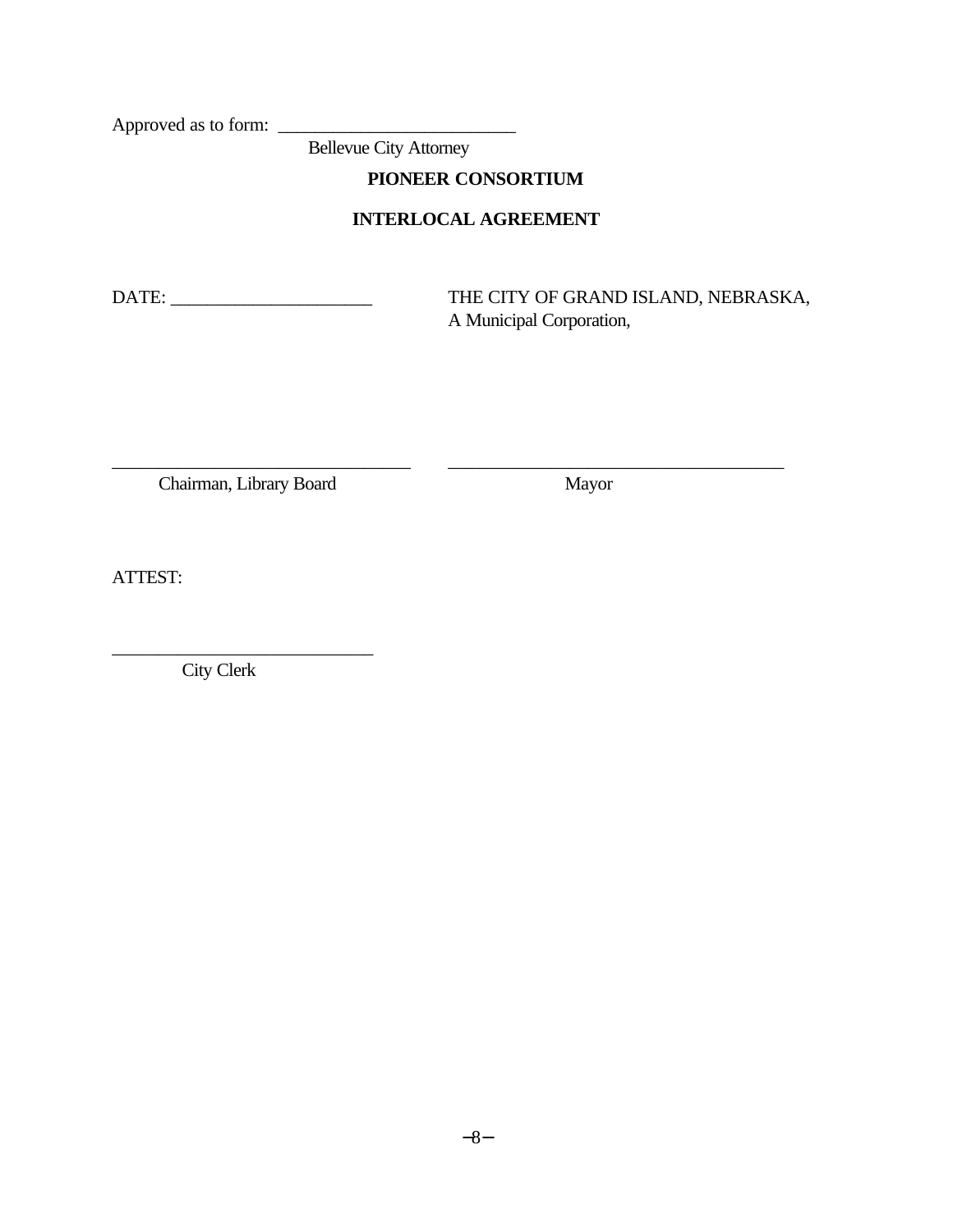Approved as to form: _________________________
Bellevue City Attorney

**PIONEER CONSORTIUM**

**INTERLOCAL AGREEMENT**

DATE: _____________________

THE CITY OF GRAND ISLAND, NEBRASKA,
A Municipal Corporation,

________________________________
Chairman, Library Board

____________________________________
Mayor

ATTEST:

____________________________
City Clerk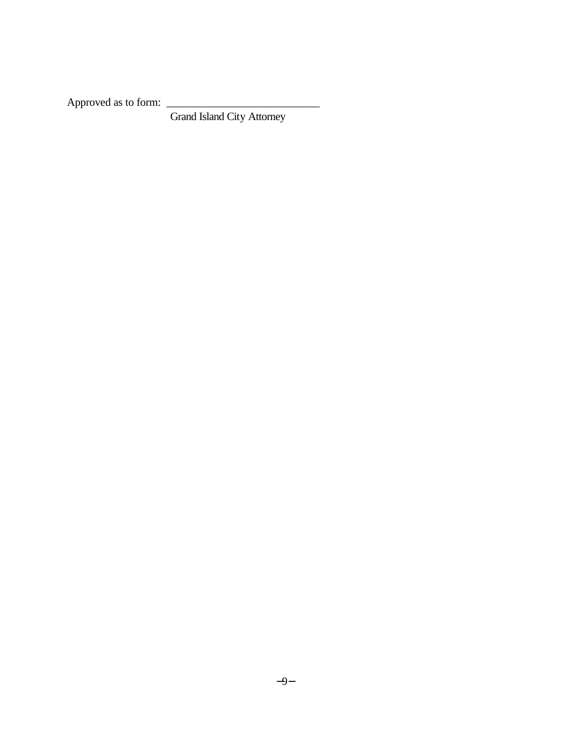Approved as to form: ___________________________

Grand Island City Attorney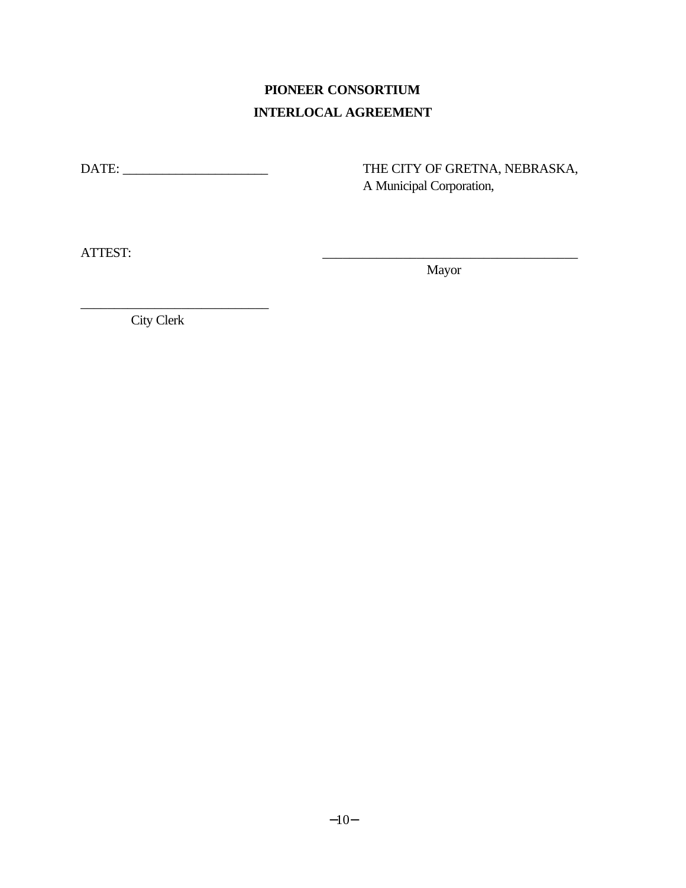**PIONEER CONSORTIUM**

**INTERLOCAL AGREEMENT**

DATE: ______________________

THE CITY OF GRETNA, NEBRASKA,
A Municipal Corporation,

ATTEST:

_______________________________________
Mayor

____________________________
City Clerk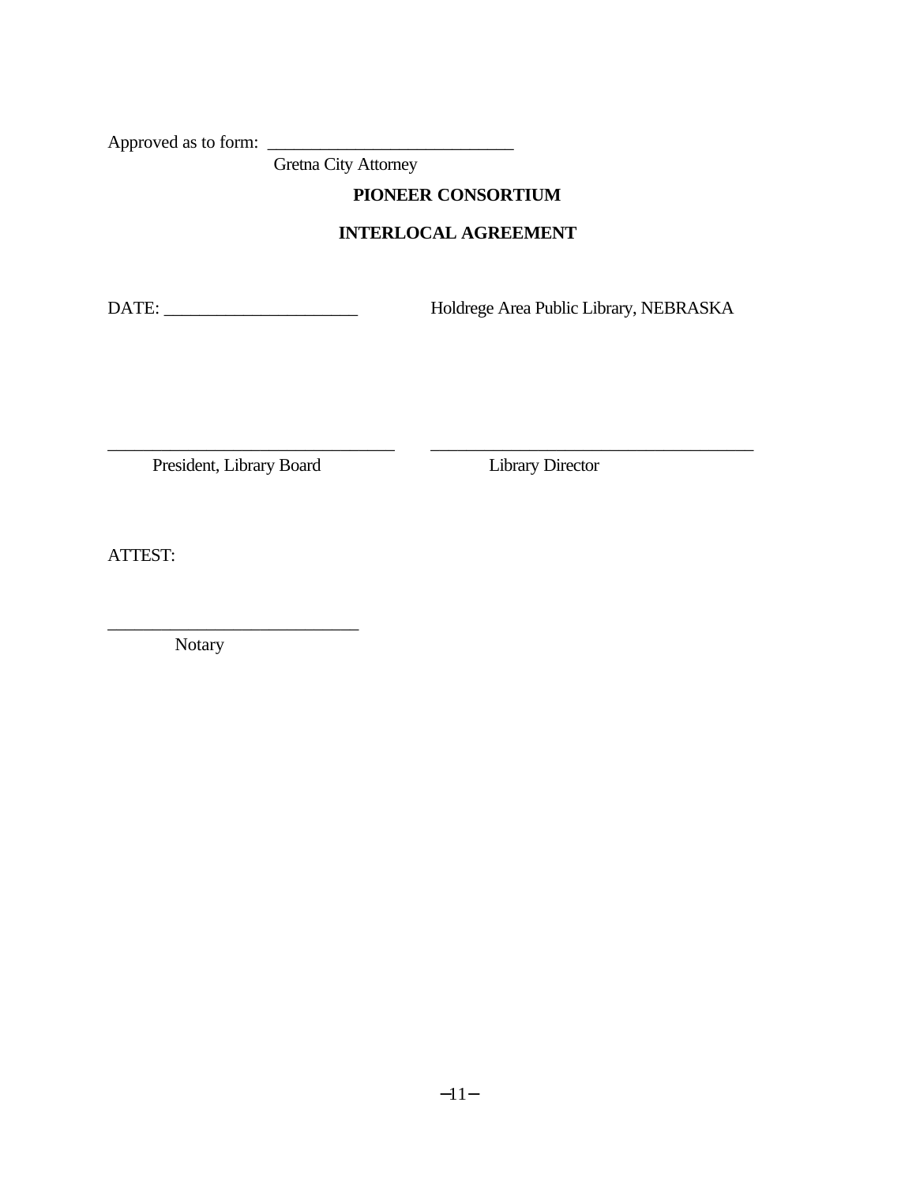Approved as to form: ___________________________

Gretna City Attorney

**PIONEER CONSORTIUM**

**INTERLOCAL AGREEMENT**

DATE: _____________________ Holdrege Area Public Library, NEBRASKA

_________________________________ ____________________________________

President, Library Board Library Director

ATTEST:

___________________________

Notary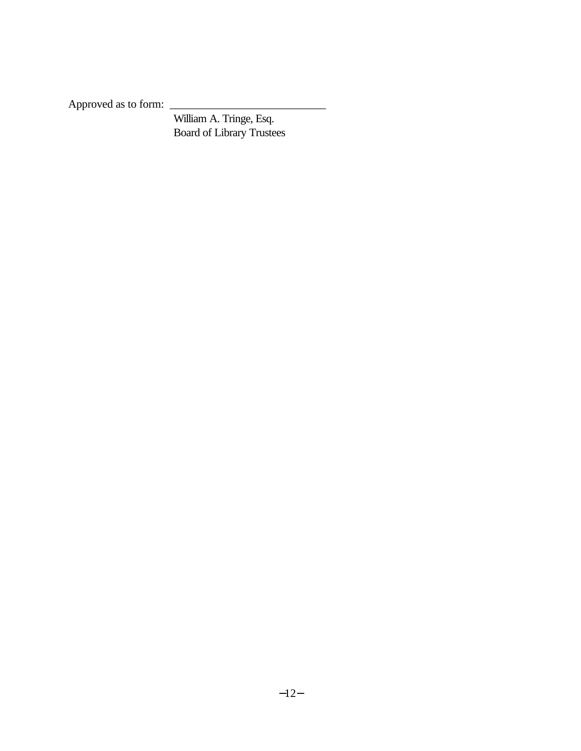Approved as to form: ___________________________

William A. Tringe, Esq.
Board of Library Trustees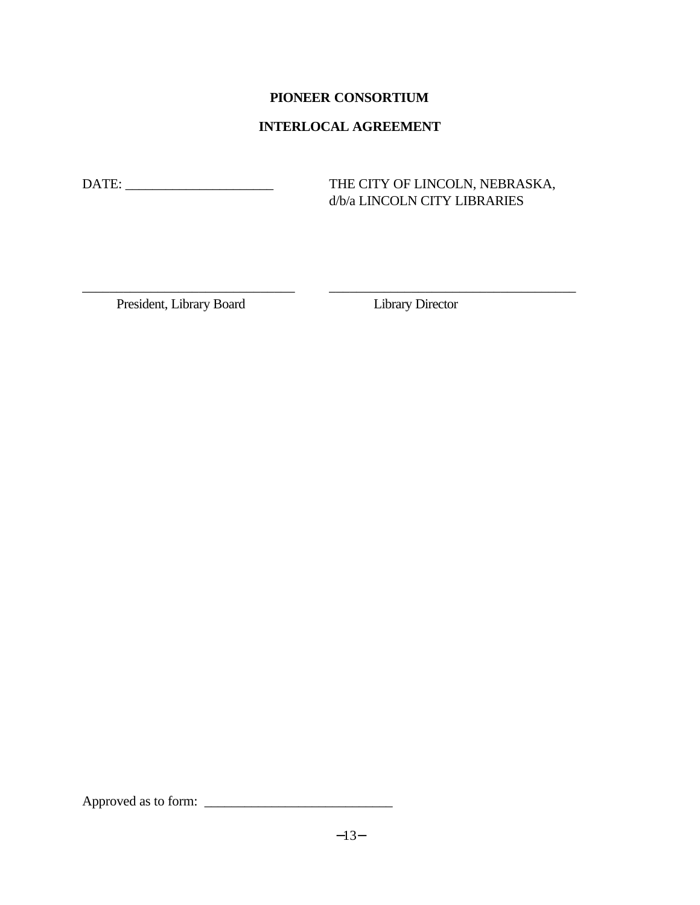**PIONEER CONSORTIUM**

**INTERLOCAL AGREEMENT**

DATE: _____________________ THE CITY OF LINCOLN, NEBRASKA, d/b/a LINCOLN CITY LIBRARIES

_______________________________ _____________________________________

President, Library Board Library Director

Approved as to form: ___________________________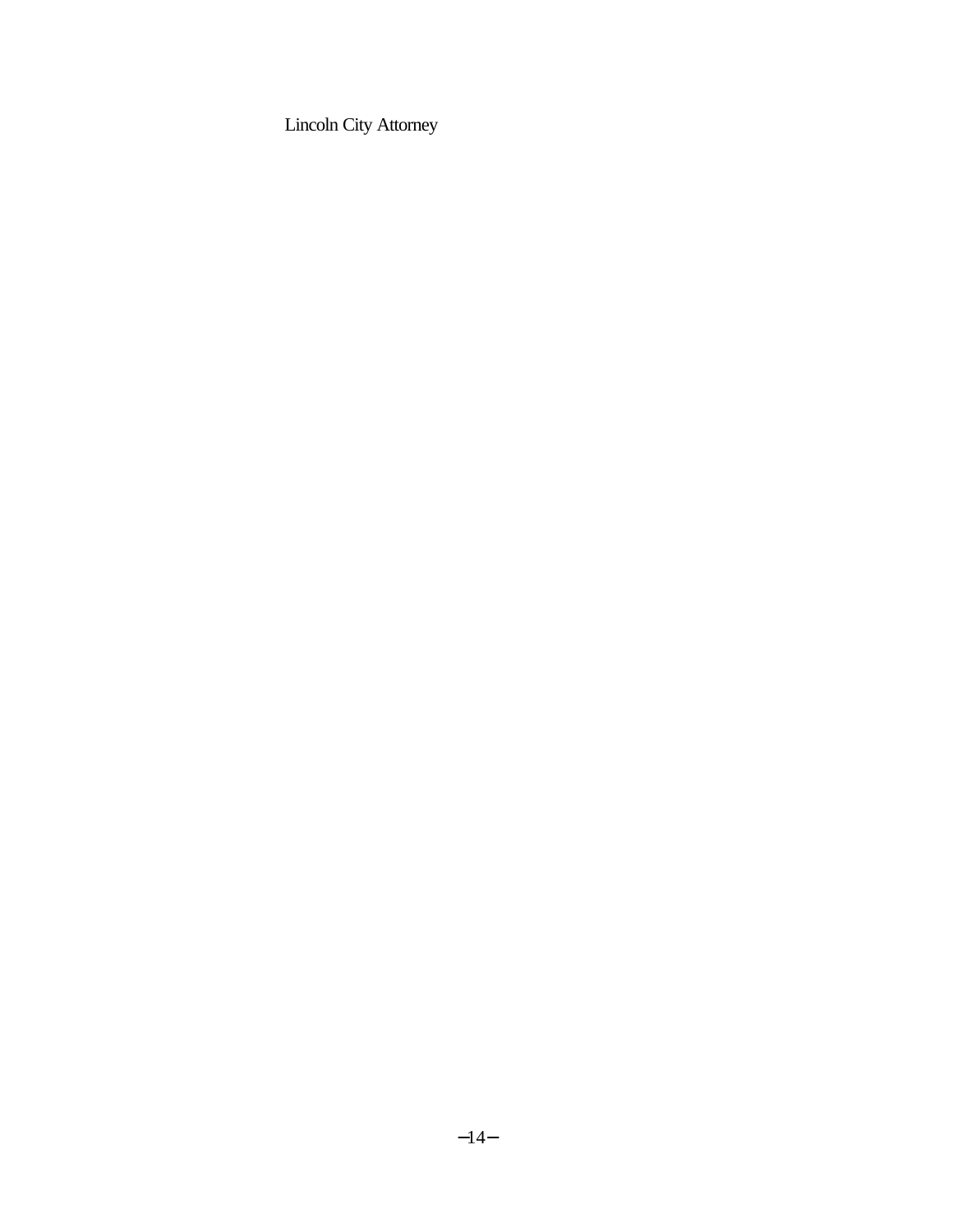Lincoln City Attorney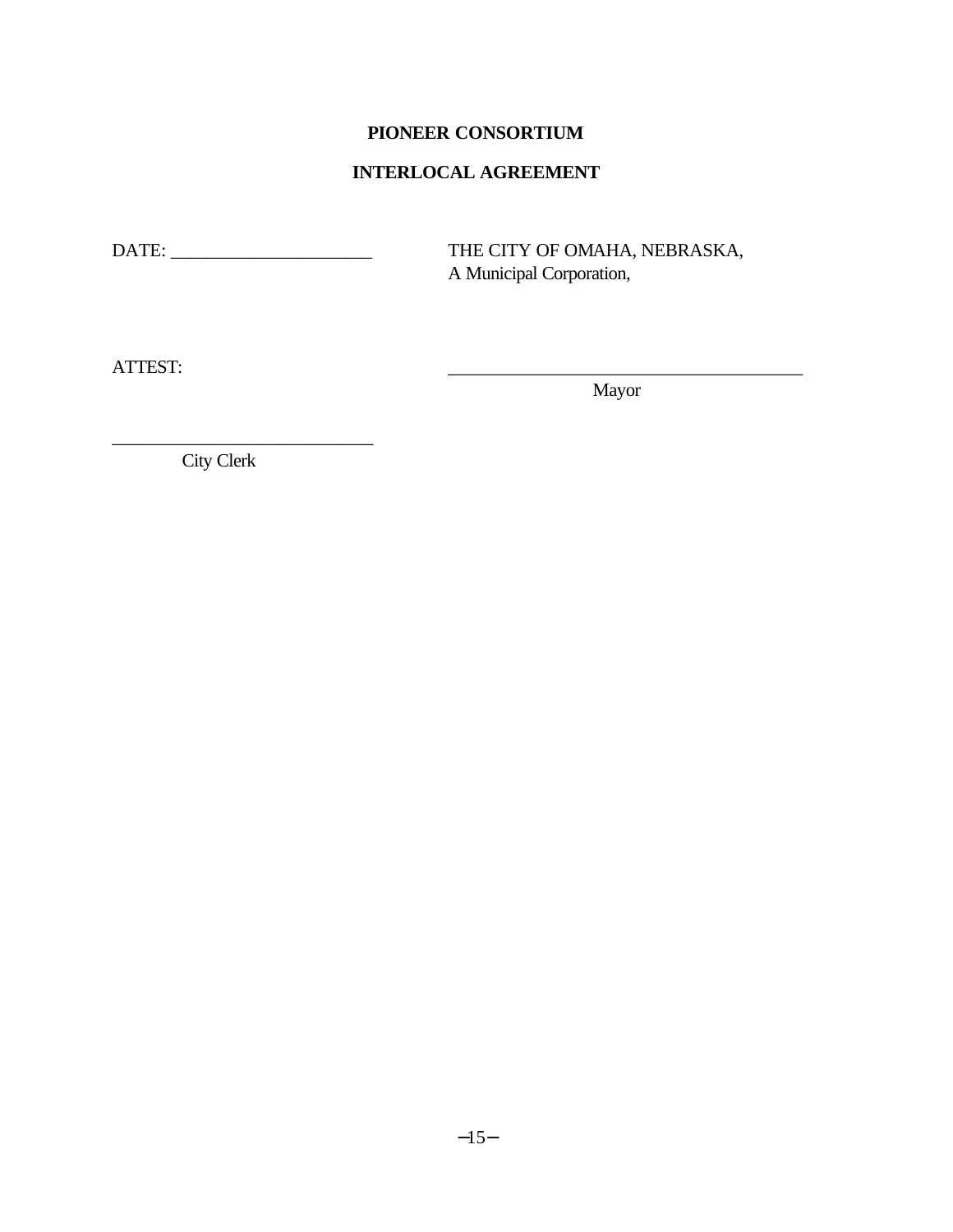**PIONEER CONSORTIUM**

**INTERLOCAL AGREEMENT**

DATE: _____________________

THE CITY OF OMAHA, NEBRASKA,
A Municipal Corporation,

ATTEST:

_______________________________________
Mayor

_____________________________
City Clerk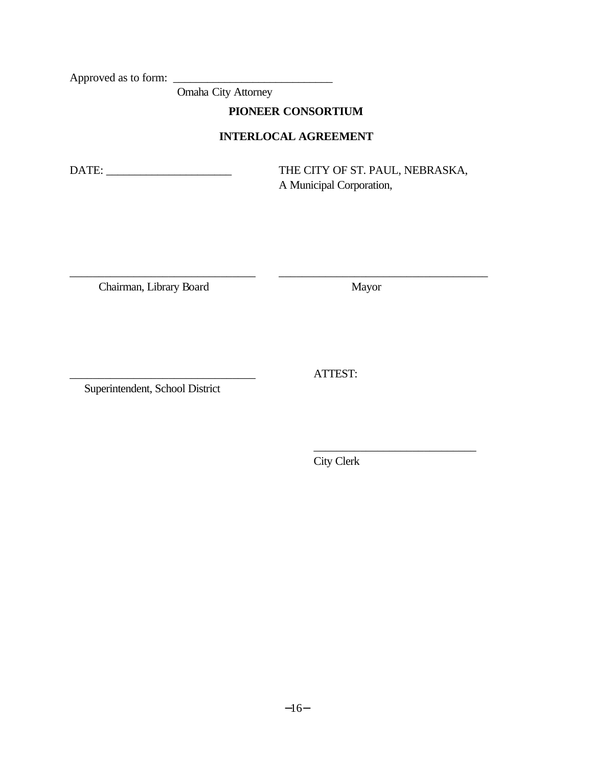Approved as to form: ___________________________
Omaha City Attorney

**PIONEER CONSORTIUM**

**INTERLOCAL AGREEMENT**

DATE: _____________________

THE CITY OF ST. PAUL, NEBRASKA,
A Municipal Corporation,

________________________________
Chairman, Library Board

____________________________________
Mayor

________________________________
Superintendent, School District

ATTEST:

____________________________
City Clerk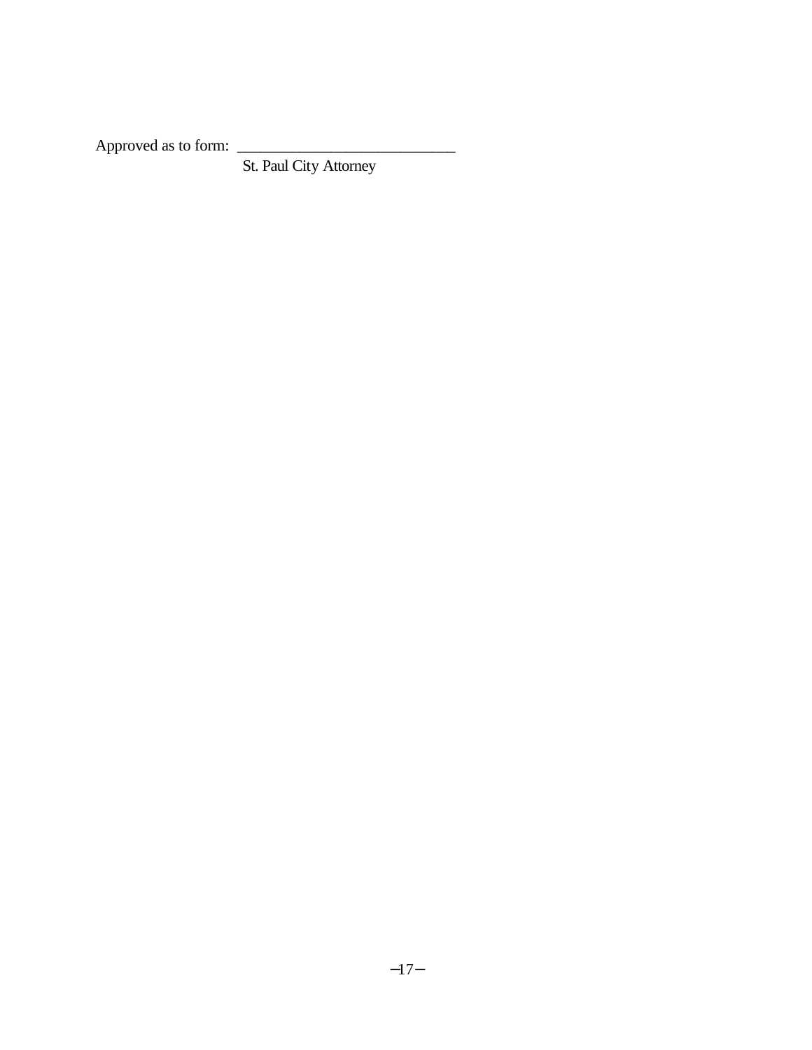Approved as to form: ____________________________

St. Paul City Attorney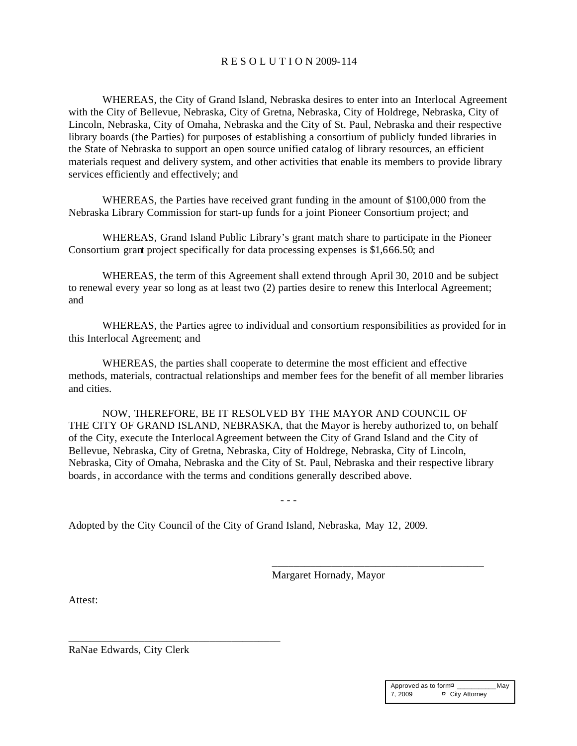# R E S O L U T I O N 2009-114

WHEREAS, the City of Grand Island, Nebraska desires to enter into an Interlocal Agreement with the City of Bellevue, Nebraska, City of Gretna, Nebraska, City of Holdrege, Nebraska, City of Lincoln, Nebraska, City of Omaha, Nebraska and the City of St. Paul, Nebraska and their respective library boards (the Parties) for purposes of establishing a consortium of publicly funded libraries in the State of Nebraska to support an open source unified catalog of library resources, an efficient materials request and delivery system, and other activities that enable its members to provide library services efficiently and effectively; and

WHEREAS, the Parties have received grant funding in the amount of $100,000 from the Nebraska Library Commission for start-up funds for a joint Pioneer Consortium project; and

WHEREAS, Grand Island Public Library's grant match share to participate in the Pioneer Consortium grant project specifically for data processing expenses is $1,666.50; and

WHEREAS, the term of this Agreement shall extend through April 30, 2010 and be subject to renewal every year so long as at least two (2) parties desire to renew this Interlocal Agreement; and

WHEREAS, the Parties agree to individual and consortium responsibilities as provided for in this Interlocal Agreement; and

WHEREAS, the parties shall cooperate to determine the most efficient and effective methods, materials, contractual relationships and member fees for the benefit of all member libraries and cities.

NOW, THEREFORE, BE IT RESOLVED BY THE MAYOR AND COUNCIL OF THE CITY OF GRAND ISLAND, NEBRASKA, that the Mayor is hereby authorized to, on behalf of the City, execute the Interlocal Agreement between the City of Grand Island and the City of Bellevue, Nebraska, City of Gretna, Nebraska, City of Holdrege, Nebraska, City of Lincoln, Nebraska, City of Omaha, Nebraska and the City of St. Paul, Nebraska and their respective library boards, in accordance with the terms and conditions generally described above.

- - -

Adopted by the City Council of the City of Grand Island, Nebraska, May 12, 2009.

\_\_\_\_\_\_\_\_\_\_\_\_\_\_\_\_\_\_\_\_\_\_\_\_\_\_\_\_\_\_\_\_\_\_\_\_\_\_\_\_\_
Margaret Hornady, Mayor

Attest:

\_\_\_\_\_\_\_\_\_\_\_\_\_\_\_\_\_\_\_\_\_\_\_\_\_\_\_\_\_\_\_\_\_\_\_\_\_\_\_\_\_
RaNae Edwards, City Clerk

| |
|---|
| Approved as to form ¤ \_\_\_\_\_\_\_\_\_\_ May 7, 2009 ¤ City Attorney |